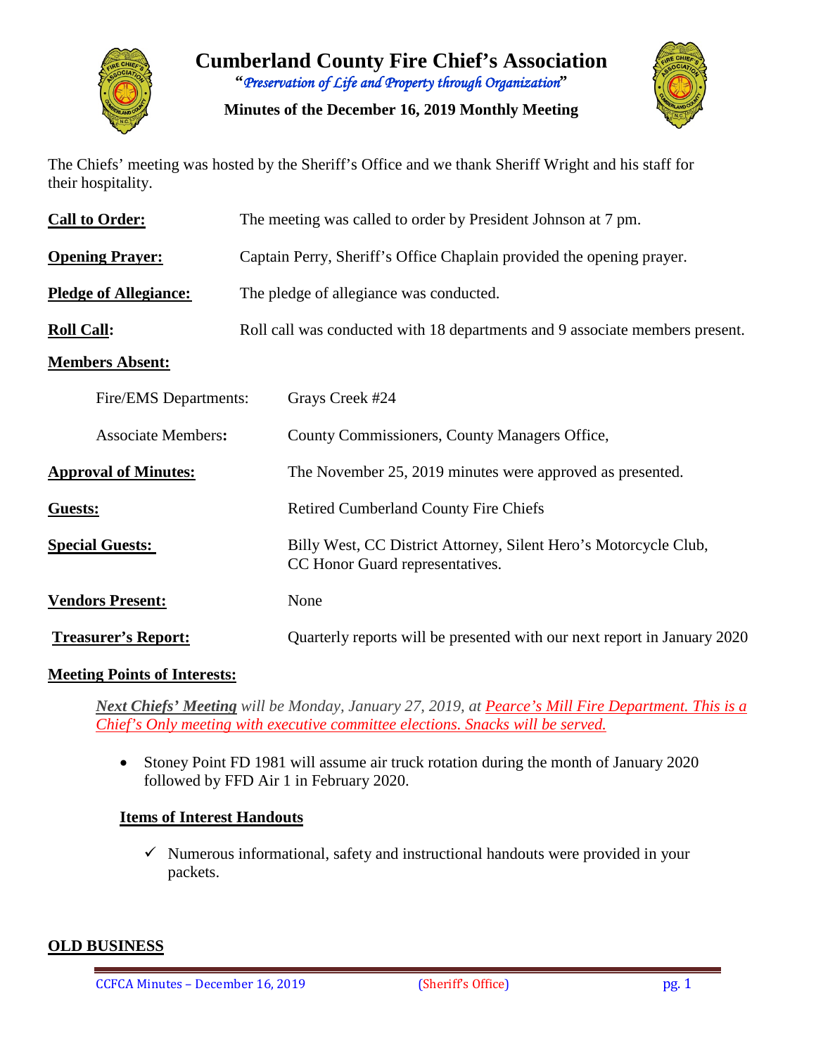# Cumberland County Fire Chief's Association

*"Preservation of Life and Property through Organization"*

**Minutes of the December 16, 2019 Monthly Meeting**

The Chiefs' meeting was hosted by the Sheriff's Office and we thank Sheriff Wright and his staff for their hospitality.

**Call to Order:** The meeting was called to order by President Johnson at 7 pm.

**Opening Prayer:** Captain Perry, Sheriff's Office Chaplain provided the opening prayer.

**Pledge of Allegiance:** The pledge of allegiance was conducted.

**Roll Call:** Roll call was conducted with 18 departments and 9 associate members present.

**Members Absent:**

Fire/EMS Departments: Grays Creek #24

Associate Members**:** County Commissioners, County Managers Office,

**Approval of Minutes:** The November 25, 2019 minutes were approved as presented.

**Guests:** Retired Cumberland County Fire Chiefs

**Special Guests:** Billy West, CC District Attorney, Silent Hero's Motorcycle Club, CC Honor Guard representatives.

**Vendors Present:** None

**Treasurer's Report:** Quarterly reports will be presented with our next report in January 2020

**Meeting Points of Interests:**

***Next Chiefs' Meeting*** *will be Monday, January 27, 2019, at Pearce's Mill Fire Department. This is a Chief's Only meeting with executive committee elections. Snacks will be served.*

- Stoney Point FD 1981 will assume air truck rotation during the month of January 2020 followed by FFD Air 1 in February 2020.

**Items of Interest Handouts**

- ✓ Numerous informational, safety and instructional handouts were provided in your packets.

**OLD BUSINESS**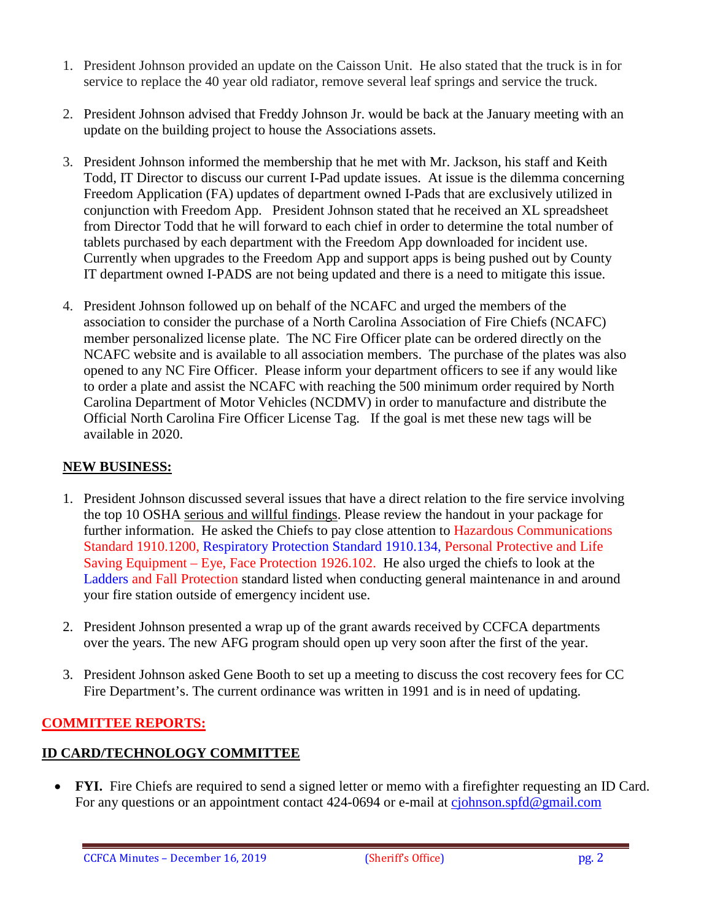1. President Johnson provided an update on the Caisson Unit. He also stated that the truck is in for service to replace the 40 year old radiator, remove several leaf springs and service the truck.

2. President Johnson advised that Freddy Johnson Jr. would be back at the January meeting with an update on the building project to house the Associations assets.

3. President Johnson informed the membership that he met with Mr. Jackson, his staff and Keith Todd, IT Director to discuss our current I-Pad update issues. At issue is the dilemma concerning Freedom Application (FA) updates of department owned I-Pads that are exclusively utilized in conjunction with Freedom App. President Johnson stated that he received an XL spreadsheet from Director Todd that he will forward to each chief in order to determine the total number of tablets purchased by each department with the Freedom App downloaded for incident use. Currently when upgrades to the Freedom App and support apps is being pushed out by County IT department owned I-PADS are not being updated and there is a need to mitigate this issue.

4. President Johnson followed up on behalf of the NCAFC and urged the members of the association to consider the purchase of a North Carolina Association of Fire Chiefs (NCAFC) member personalized license plate. The NC Fire Officer plate can be ordered directly on the NCAFC website and is available to all association members. The purchase of the plates was also opened to any NC Fire Officer. Please inform your department officers to see if any would like to order a plate and assist the NCAFC with reaching the 500 minimum order required by North Carolina Department of Motor Vehicles (NCDMV) in order to manufacture and distribute the Official North Carolina Fire Officer License Tag. If the goal is met these new tags will be available in 2020.

## NEW BUSINESS:

1. President Johnson discussed several issues that have a direct relation to the fire service involving the top 10 OSHA serious and willful findings. Please review the handout in your package for further information. He asked the Chiefs to pay close attention to Hazardous Communications Standard 1910.1200, Respiratory Protection Standard 1910.134, Personal Protective and Life Saving Equipment – Eye, Face Protection 1926.102. He also urged the chiefs to look at the Ladders and Fall Protection standard listed when conducting general maintenance in and around your fire station outside of emergency incident use.

2. President Johnson presented a wrap up of the grant awards received by CCFCA departments over the years. The new AFG program should open up very soon after the first of the year.

3. President Johnson asked Gene Booth to set up a meeting to discuss the cost recovery fees for CC Fire Department's. The current ordinance was written in 1991 and is in need of updating.

## COMMITTEE REPORTS:

### ID CARD/TECHNOLOGY COMMITTEE

- **FYI.** Fire Chiefs are required to send a signed letter or memo with a firefighter requesting an ID Card. For any questions or an appointment contact 424-0694 or e-mail at cjohnson.spfd@gmail.com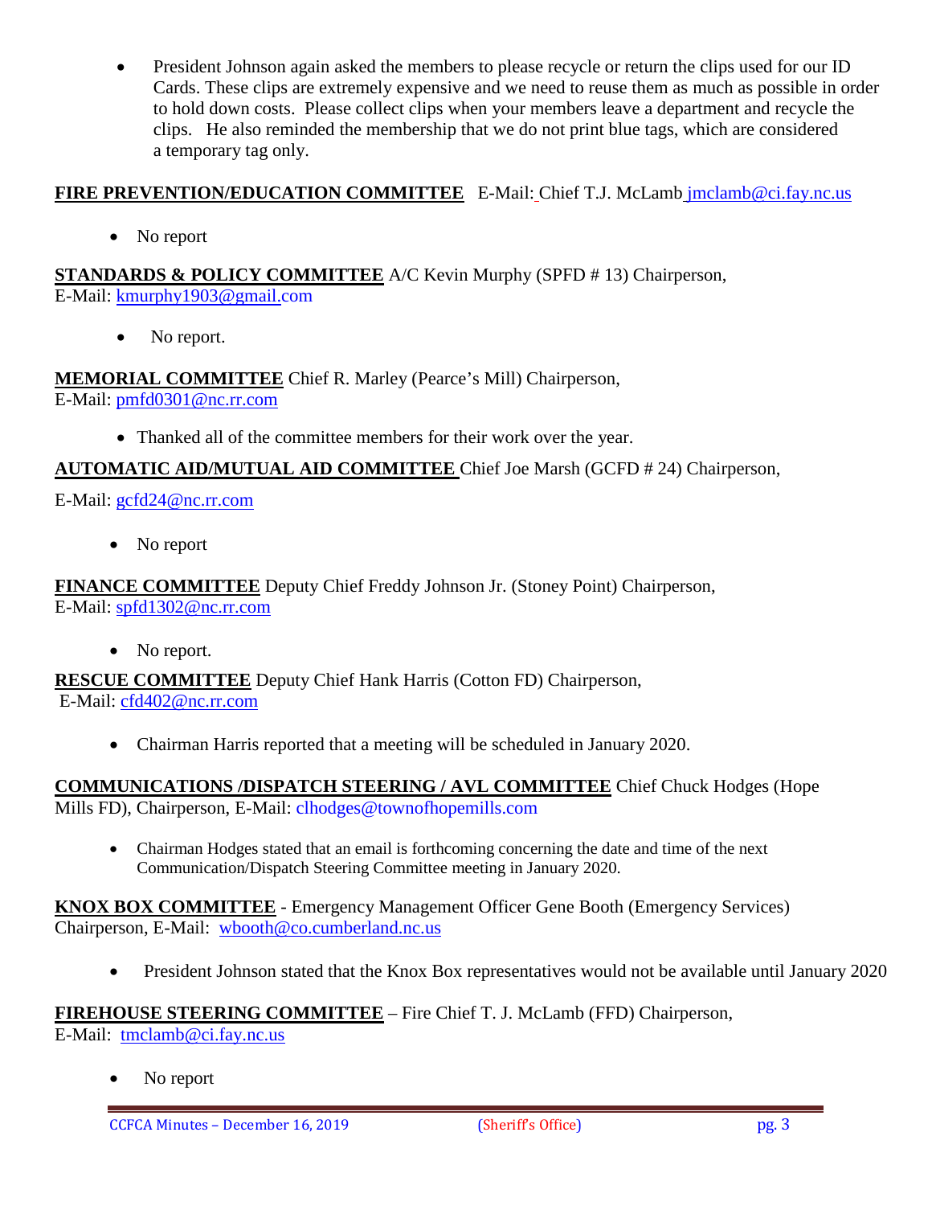- President Johnson again asked the members to please recycle or return the clips used for our ID Cards. These clips are extremely expensive and we need to reuse them as much as possible in order to hold down costs. Please collect clips when your members leave a department and recycle the clips. He also reminded the membership that we do not print blue tags, which are considered a temporary tag only.

**FIRE PREVENTION/EDUCATION COMMITTEE** E-Mail: Chief T.J. McLamb jmclamb@ci.fay.nc.us

- No report

**STANDARDS & POLICY COMMITTEE** A/C Kevin Murphy (SPFD # 13) Chairperson, E-Mail: kmurphy1903@gmail.com

- No report.

**MEMORIAL COMMITTEE** Chief R. Marley (Pearce's Mill) Chairperson, E-Mail: pmfd0301@nc.rr.com

- Thanked all of the committee members for their work over the year.

**AUTOMATIC AID/MUTUAL AID COMMITTEE** Chief Joe Marsh (GCFD # 24) Chairperson,

E-Mail: gcfd24@nc.rr.com

- No report

**FINANCE COMMITTEE** Deputy Chief Freddy Johnson Jr. (Stoney Point) Chairperson, E-Mail: spfd1302@nc.rr.com

- No report.

**RESCUE COMMITTEE** Deputy Chief Hank Harris (Cotton FD) Chairperson, E-Mail: cfd402@nc.rr.com

- Chairman Harris reported that a meeting will be scheduled in January 2020.

**COMMUNICATIONS /DISPATCH STEERING / AVL COMMITTEE** Chief Chuck Hodges (Hope Mills FD), Chairperson, E-Mail: clhodges@townofhopemills.com

- Chairman Hodges stated that an email is forthcoming concerning the date and time of the next Communication/Dispatch Steering Committee meeting in January 2020.

**KNOX BOX COMMITTEE** - Emergency Management Officer Gene Booth (Emergency Services) Chairperson, E-Mail: wbooth@co.cumberland.nc.us

- President Johnson stated that the Knox Box representatives would not be available until January 2020

**FIREHOUSE STEERING COMMITTEE** – Fire Chief T. J. McLamb (FFD) Chairperson, E-Mail: tmclamb@ci.fay.nc.us

- No report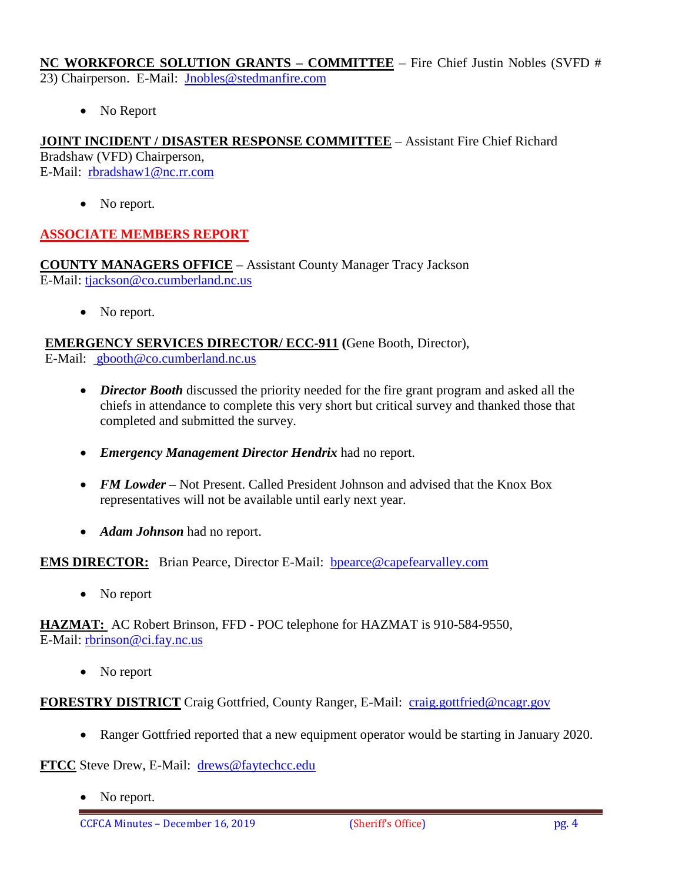**NC WORKFORCE SOLUTION GRANTS – COMMITTEE** – Fire Chief Justin Nobles (SVFD # 23) Chairperson. E-Mail: Jnobles@stedmanfire.com

- No Report

**JOINT INCIDENT / DISASTER RESPONSE COMMITTEE** – Assistant Fire Chief Richard Bradshaw (VFD) Chairperson,
E-Mail: rbradshaw1@nc.rr.com

- No report.

## ASSOCIATE MEMBERS REPORT

**COUNTY MANAGERS OFFICE** – Assistant County Manager Tracy Jackson
E-Mail: tjackson@co.cumberland.nc.us

- No report.

**EMERGENCY SERVICES DIRECTOR/ ECC-911 (**Gene Booth, Director),
E-Mail: gbooth@co.cumberland.nc.us

- ***Director Booth*** discussed the priority needed for the fire grant program and asked all the chiefs in attendance to complete this very short but critical survey and thanked those that completed and submitted the survey.

- ***Emergency Management Director Hendrix*** had no report.

- ***FM Lowder*** – Not Present. Called President Johnson and advised that the Knox Box representatives will not be available until early next year.

- ***Adam Johnson*** had no report.

**EMS DIRECTOR:** Brian Pearce, Director E-Mail: bpearce@capefearvalley.com

- No report

**HAZMAT:** AC Robert Brinson, FFD - POC telephone for HAZMAT is 910-584-9550,
E-Mail: rbrinson@ci.fay.nc.us

- No report

**FORESTRY DISTRICT** Craig Gottfried, County Ranger, E-Mail: craig.gottfried@ncagr.gov

- Ranger Gottfried reported that a new equipment operator would be starting in January 2020.

**FTCC** Steve Drew, E-Mail: drews@faytechcc.edu

- No report.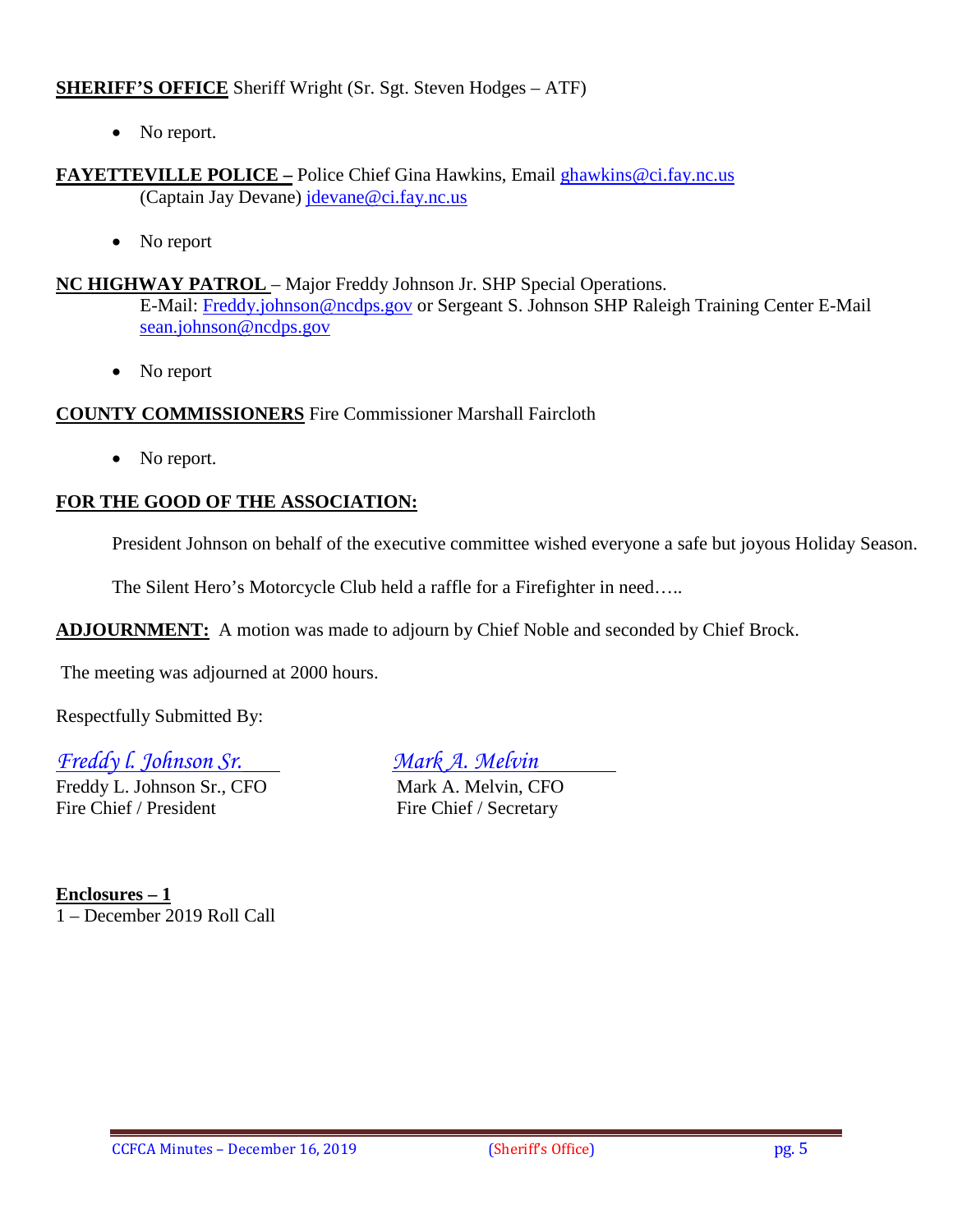**SHERIFF'S OFFICE** Sheriff Wright (Sr. Sgt. Steven Hodges – ATF)

- No report.

**FAYETTEVILLE POLICE –** Police Chief Gina Hawkins, Email ghawkins@ci.fay.nc.us
(Captain Jay Devane) jdevane@ci.fay.nc.us

- No report

**NC HIGHWAY PATROL** – Major Freddy Johnson Jr. SHP Special Operations.
E-Mail: Freddy.johnson@ncdps.gov or Sergeant S. Johnson SHP Raleigh Training Center E-Mail sean.johnson@ncdps.gov

- No report

**COUNTY COMMISSIONERS** Fire Commissioner Marshall Faircloth

- No report.

**FOR THE GOOD OF THE ASSOCIATION:**

President Johnson on behalf of the executive committee wished everyone a safe but joyous Holiday Season.

The Silent Hero's Motorcycle Club held a raffle for a Firefighter in need…..

**ADJOURNMENT:** A motion was made to adjourn by Chief Noble and seconded by Chief Brock.

The meeting was adjourned at 2000 hours.

Respectfully Submitted By:

| *Freddy l. Johnson Sr.* | *Mark A. Melvin* |
|---|---|
| Freddy L. Johnson Sr., CFO | Mark A. Melvin, CFO |
| Fire Chief / President | Fire Chief / Secretary |

**Enclosures – 1**
1 – December 2019 Roll Call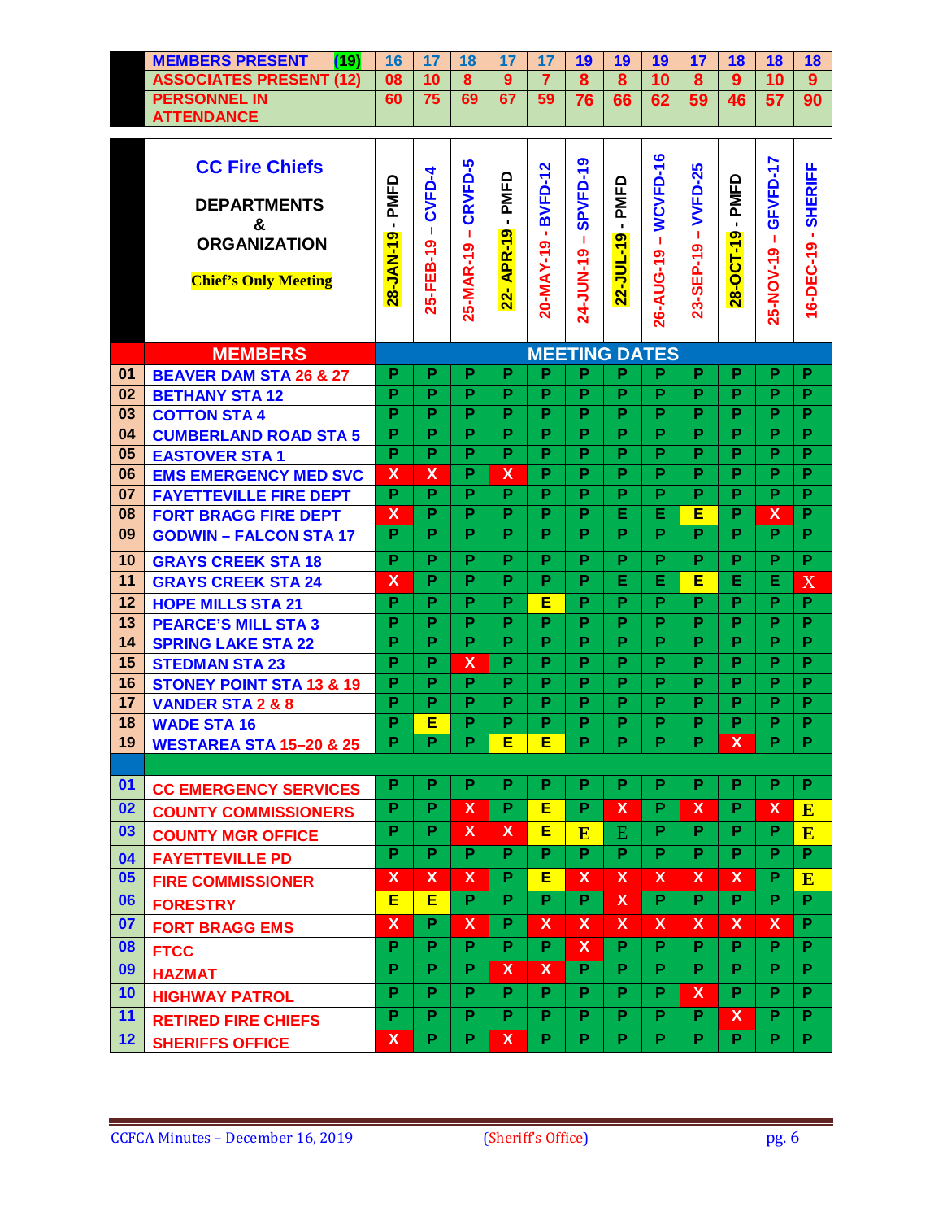| | | 28-JAN-19 - PMFD | 25-FEB-19 – CVFD-4 | 25-MAR-19 – CRVFD-5 | 22- APR-19 - PMFD | 20-MAY-19 - BVFD-12 | 24-JUN-19 – SPVFD-19 | 22-JUL-19 - PMFD | 26-AUG-19 – WCVFD-16 | 23-SEP-19 – VVFD-25 | 28-OCT-19 - PMFD | 25-NOV-19 – GFVFD-17 | 16-DEC-19 - SHERIFF |
|---|---|---|---|---|---|---|---|---|---|---|---|---|---|
| | MEMBERS PRESENT (19) | 16 | 17 | 18 | 17 | 17 | 19 | 19 | 19 | 17 | 18 | 18 | 18 |
| | ASSOCIATES PRESENT (12) | 08 | 10 | 8 | 9 | 7 | 8 | 8 | 10 | 8 | 9 | 10 | 9 |
| | PERSONNEL IN ATTENDANCE | 60 | 75 | 69 | 67 | 59 | 76 | 66 | 62 | 59 | 46 | 57 | 90 |

**CC Fire Chiefs**

**DEPARTMENTS & ORGANIZATION**

**Chief's Only Meeting**

| | MEMBERS | 28-JAN-19 | 25-FEB-19 | 25-MAR-19 | 22-APR-19 | 20-MAY-19 | 24-JUN-19 | 22-JUL-19 | 26-AUG-19 | 23-SEP-19 | 28-OCT-19 | 25-NOV-19 | 16-DEC-19 |
|---|---|---|---|---|---|---|---|---|---|---|---|---|---|
| 01 | BEAVER DAM STA 26 & 27 | P | P | P | P | P | P | P | P | P | P | P | P |
| 02 | BETHANY STA 12 | P | P | P | P | P | P | P | P | P | P | P | P |
| 03 | COTTON STA 4 | P | P | P | P | P | P | P | P | P | P | P | P |
| 04 | CUMBERLAND ROAD STA 5 | P | P | P | P | P | P | P | P | P | P | P | P |
| 05 | EASTOVER STA 1 | P | P | P | P | P | P | P | P | P | P | P | P |
| 06 | EMS EMERGENCY MED SVC | X | X | P | X | P | P | P | P | P | P | P | P |
| 07 | FAYETTEVILLE FIRE DEPT | P | P | P | P | P | P | P | P | P | P | P | P |
| 08 | FORT BRAGG FIRE DEPT | X | P | P | P | P | P | E | E | E | P | X | P |
| 09 | GODWIN – FALCON STA 17 | P | P | P | P | P | P | P | P | P | P | P | P |
| 10 | GRAYS CREEK STA 18 | P | P | P | P | P | P | P | P | P | P | P | P |
| 11 | GRAYS CREEK STA 24 | X | P | P | P | P | P | E | E | E | E | E | X |
| 12 | HOPE MILLS STA 21 | P | P | P | P | E | P | P | P | P | P | P | P |
| 13 | PEARCE'S MILL STA 3 | P | P | P | P | P | P | P | P | P | P | P | P |
| 14 | SPRING LAKE STA 22 | P | P | P | P | P | P | P | P | P | P | P | P |
| 15 | STEDMAN STA 23 | P | P | X | P | P | P | P | P | P | P | P | P |
| 16 | STONEY POINT STA 13 & 19 | P | P | P | P | P | P | P | P | P | P | P | P |
| 17 | VANDER STA 2 & 8 | P | P | P | P | P | P | P | P | P | P | P | P |
| 18 | WADE STA 16 | P | E | P | P | P | P | P | P | P | P | P | P |
| 19 | WESTAREA STA 15–20 & 25 | P | P | P | E | E | P | P | P | P | X | P | P |
| | | | | | | | | | | | | | |
| 01 | CC EMERGENCY SERVICES | P | P | P | P | P | P | P | P | P | P | P | P |
| 02 | COUNTY COMMISSIONERS | P | P | X | P | E | P | X | P | X | P | X | E |
| 03 | COUNTY MGR OFFICE | P | P | X | X | E | E | E | P | P | P | P | E |
| 04 | FAYETTEVILLE PD | P | P | P | P | P | P | P | P | P | P | P | P |
| 05 | FIRE COMMISSIONER | X | X | X | P | E | X | X | X | X | X | P | E |
| 06 | FORESTRY | E | E | P | P | P | P | X | P | P | P | P | P |
| 07 | FORT BRAGG EMS | X | P | X | P | X | X | X | X | X | X | X | P |
| 08 | FTCC | P | P | P | P | P | X | P | P | P | P | P | P |
| 09 | HAZMAT | P | P | P | X | X | P | P | P | P | P | P | P |
| 10 | HIGHWAY PATROL | P | P | P | P | P | P | P | P | X | P | P | P |
| 11 | RETIRED FIRE CHIEFS | P | P | P | P | P | P | P | P | P | X | P | P |
| 12 | SHERIFFS OFFICE | X | P | P | X | P | P | P | P | P | P | P | P |

CCFCA Minutes – December 16, 2019 (Sheriff's Office)